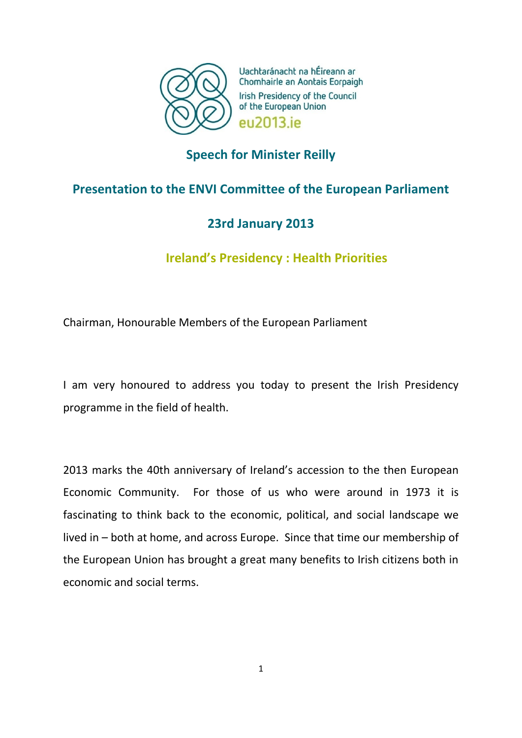Uachtaránacht na hÉireann ar Chomhairle an Aontais Eorpaigh
Irish Presidency of the Council of the European Union
eu2013.ie

# Speech for Minister Reilly

## Presentation to the ENVI Committee of the European Parliament

## 23rd January 2013

## Ireland's Presidency : Health Priorities

Chairman, Honourable Members of the European Parliament

I am very honoured to address you today to present the Irish Presidency programme in the field of health.

2013 marks the 40th anniversary of Ireland's accession to the then European Economic Community. For those of us who were around in 1973 it is fascinating to think back to the economic, political, and social landscape we lived in – both at home, and across Europe. Since that time our membership of the European Union has brought a great many benefits to Irish citizens both in economic and social terms.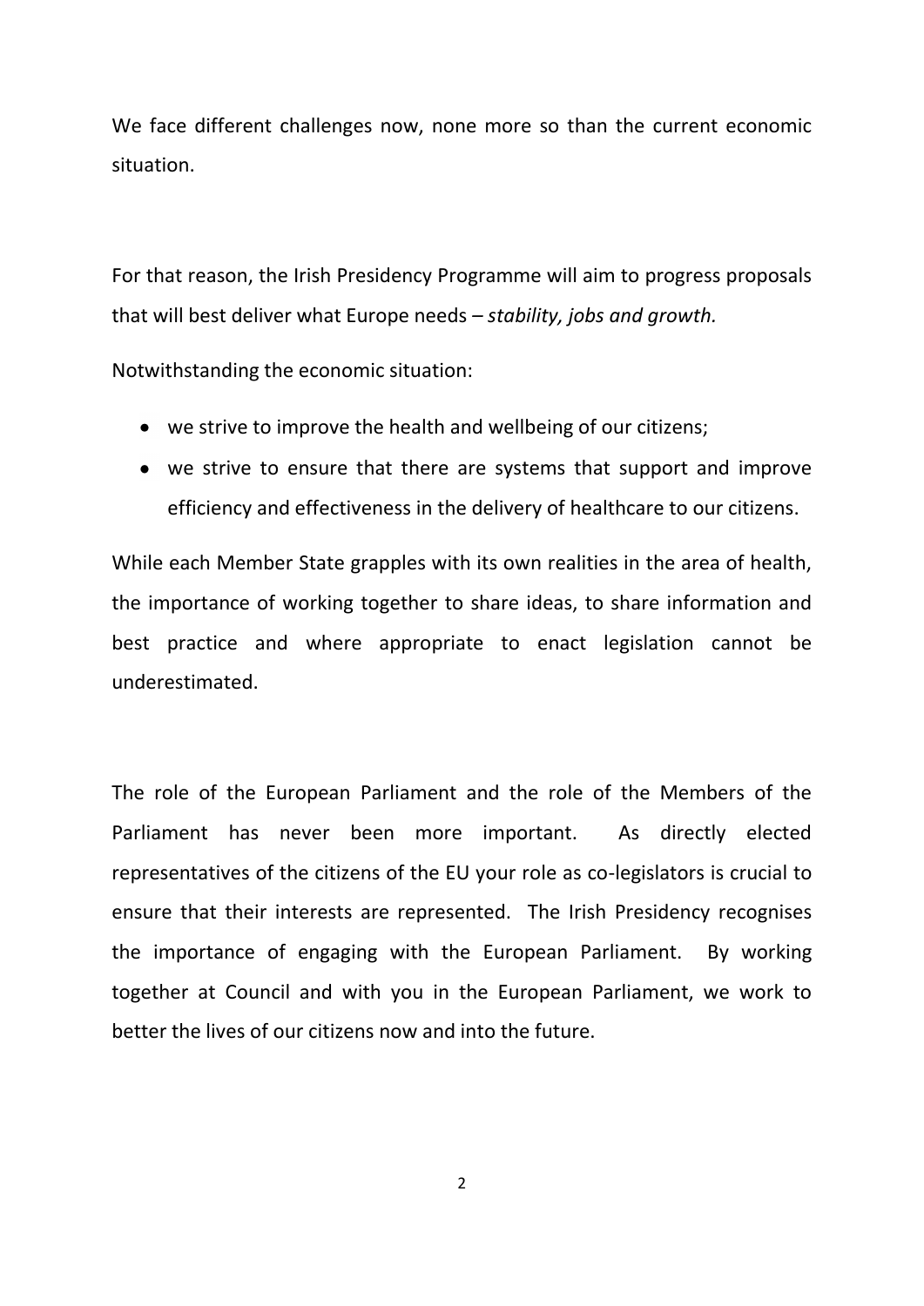We face different challenges now, none more so than the current economic situation.

For that reason, the Irish Presidency Programme will aim to progress proposals that will best deliver what Europe needs – *stability, jobs and growth.*

Notwithstanding the economic situation:

- we strive to improve the health and wellbeing of our citizens;
- we strive to ensure that there are systems that support and improve efficiency and effectiveness in the delivery of healthcare to our citizens.

While each Member State grapples with its own realities in the area of health, the importance of working together to share ideas, to share information and best practice and where appropriate to enact legislation cannot be underestimated.

The role of the European Parliament and the role of the Members of the Parliament has never been more important. As directly elected representatives of the citizens of the EU your role as co-legislators is crucial to ensure that their interests are represented. The Irish Presidency recognises the importance of engaging with the European Parliament. By working together at Council and with you in the European Parliament, we work to better the lives of our citizens now and into the future.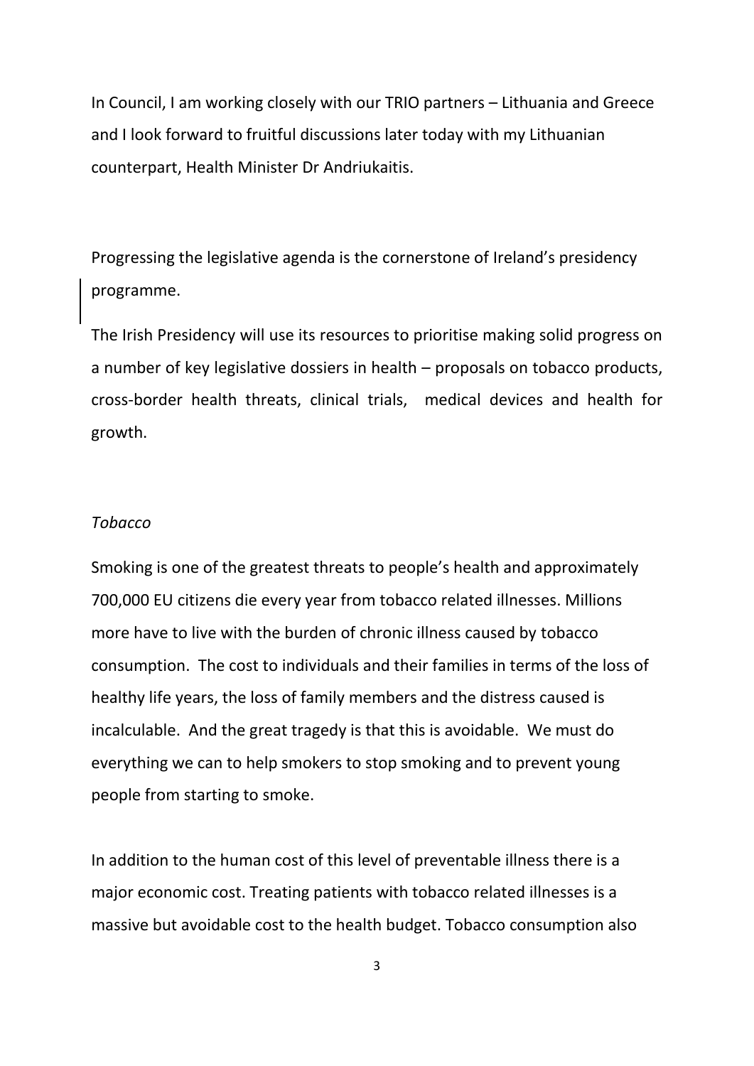In Council, I am working closely with our TRIO partners – Lithuania and Greece and I look forward to fruitful discussions later today with my Lithuanian counterpart, Health Minister Dr Andriukaitis.

Progressing the legislative agenda is the cornerstone of Ireland's presidency programme.

The Irish Presidency will use its resources to prioritise making solid progress on a number of key legislative dossiers in health – proposals on tobacco products, cross-border health threats, clinical trials, medical devices and health for growth.

*Tobacco*

Smoking is one of the greatest threats to people's health and approximately 700,000 EU citizens die every year from tobacco related illnesses. Millions more have to live with the burden of chronic illness caused by tobacco consumption. The cost to individuals and their families in terms of the loss of healthy life years, the loss of family members and the distress caused is incalculable. And the great tragedy is that this is avoidable. We must do everything we can to help smokers to stop smoking and to prevent young people from starting to smoke.

In addition to the human cost of this level of preventable illness there is a major economic cost. Treating patients with tobacco related illnesses is a massive but avoidable cost to the health budget. Tobacco consumption also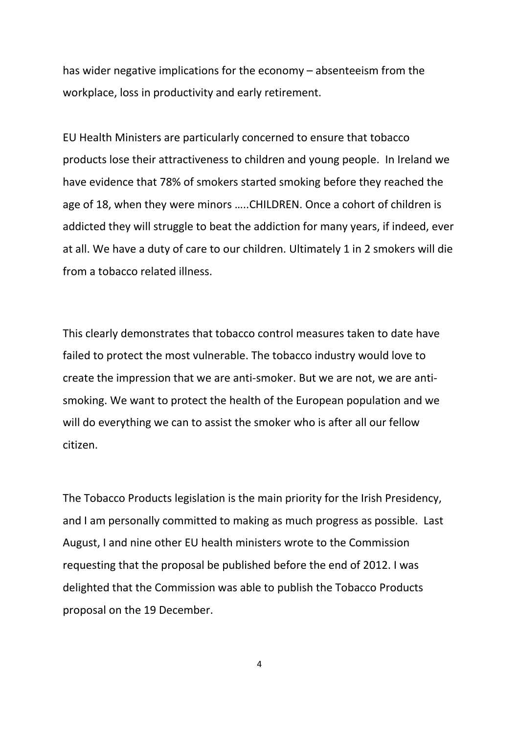has wider negative implications for the economy – absenteeism from the workplace, loss in productivity and early retirement.

EU Health Ministers are particularly concerned to ensure that tobacco products lose their attractiveness to children and young people. In Ireland we have evidence that 78% of smokers started smoking before they reached the age of 18, when they were minors …..CHILDREN. Once a cohort of children is addicted they will struggle to beat the addiction for many years, if indeed, ever at all. We have a duty of care to our children. Ultimately 1 in 2 smokers will die from a tobacco related illness.

This clearly demonstrates that tobacco control measures taken to date have failed to protect the most vulnerable. The tobacco industry would love to create the impression that we are anti-smoker. But we are not, we are anti-smoking. We want to protect the health of the European population and we will do everything we can to assist the smoker who is after all our fellow citizen.

The Tobacco Products legislation is the main priority for the Irish Presidency, and I am personally committed to making as much progress as possible. Last August, I and nine other EU health ministers wrote to the Commission requesting that the proposal be published before the end of 2012. I was delighted that the Commission was able to publish the Tobacco Products proposal on the 19 December.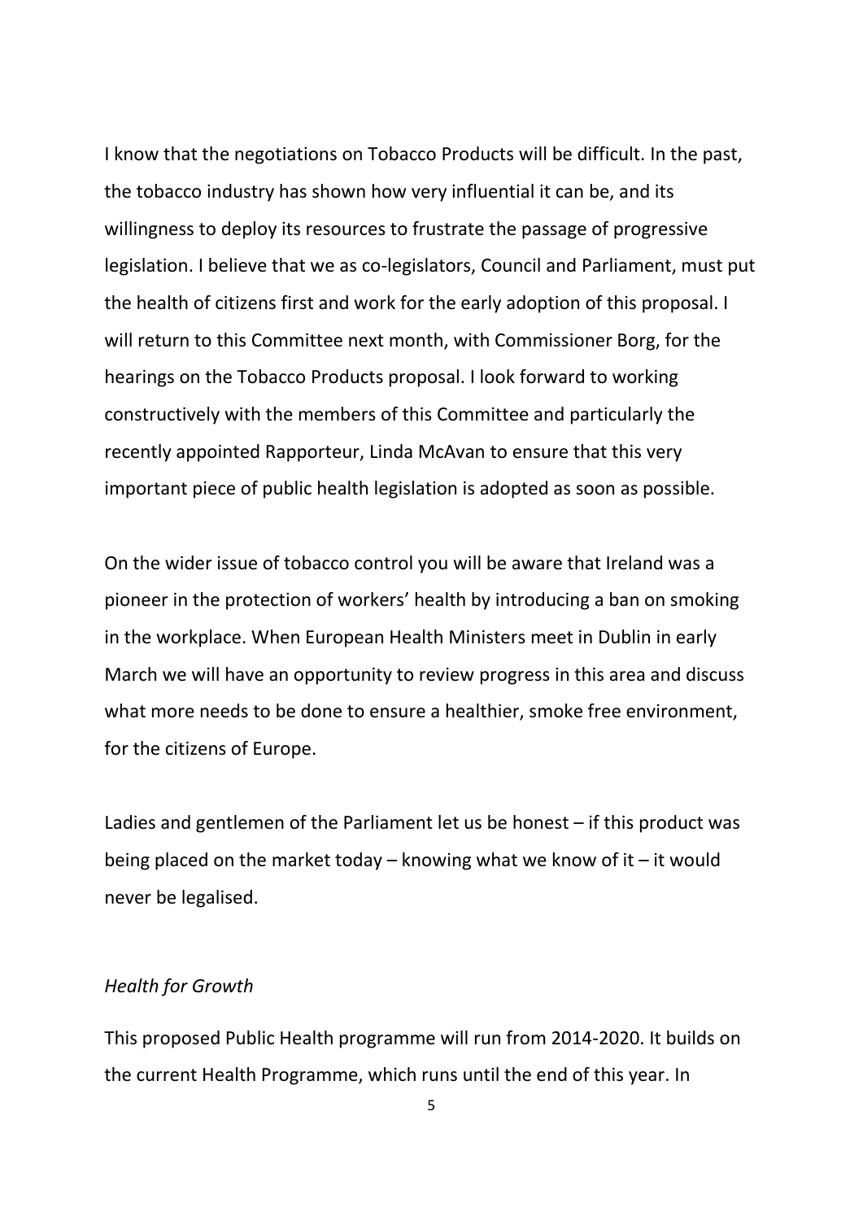I know that the negotiations on Tobacco Products will be difficult. In the past, the tobacco industry has shown how very influential it can be, and its willingness to deploy its resources to frustrate the passage of progressive legislation. I believe that we as co-legislators, Council and Parliament, must put the health of citizens first and work for the early adoption of this proposal. I will return to this Committee next month, with Commissioner Borg, for the hearings on the Tobacco Products proposal. I look forward to working constructively with the members of this Committee and particularly the recently appointed Rapporteur, Linda McAvan to ensure that this very important piece of public health legislation is adopted as soon as possible.

On the wider issue of tobacco control you will be aware that Ireland was a pioneer in the protection of workers' health by introducing a ban on smoking in the workplace. When European Health Ministers meet in Dublin in early March we will have an opportunity to review progress in this area and discuss what more needs to be done to ensure a healthier, smoke free environment, for the citizens of Europe.

Ladies and gentlemen of the Parliament let us be honest – if this product was being placed on the market today – knowing what we know of it – it would never be legalised.

*Health for Growth*

This proposed Public Health programme will run from 2014-2020. It builds on the current Health Programme, which runs until the end of this year. In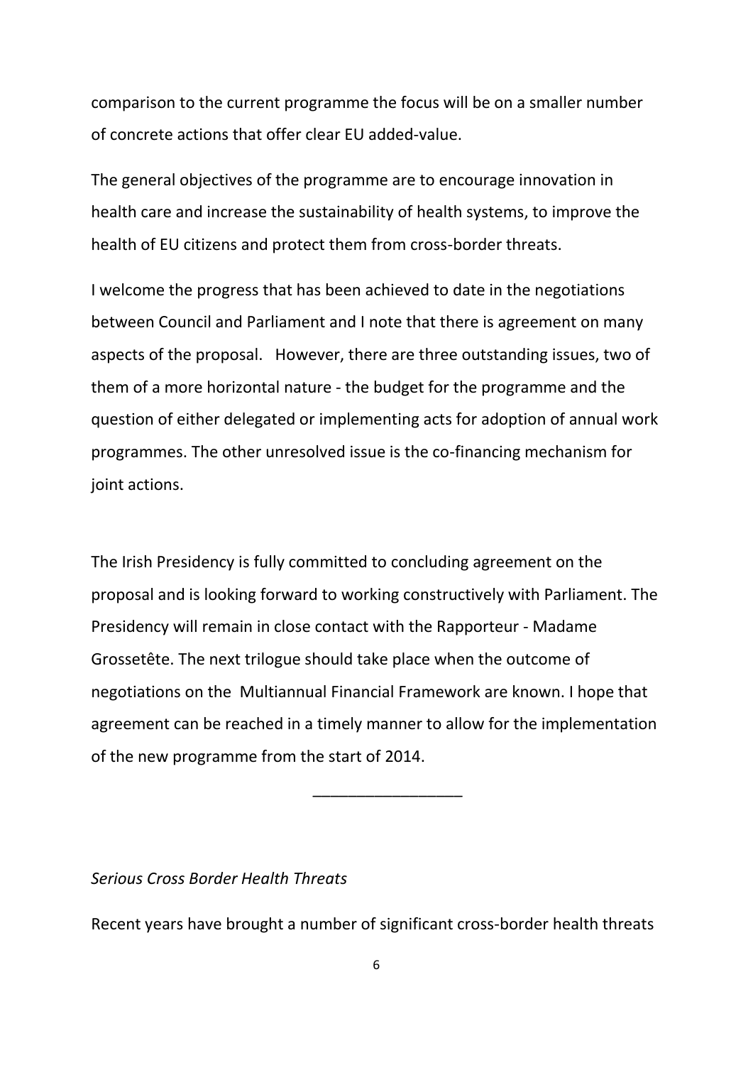comparison to the current programme the focus will be on a smaller number of concrete actions that offer clear EU added-value.

The general objectives of the programme are to encourage innovation in health care and increase the sustainability of health systems, to improve the health of EU citizens and protect them from cross-border threats.

I welcome the progress that has been achieved to date in the negotiations between Council and Parliament and I note that there is agreement on many aspects of the proposal. However, there are three outstanding issues, two of them of a more horizontal nature - the budget for the programme and the question of either delegated or implementing acts for adoption of annual work programmes. The other unresolved issue is the co-financing mechanism for joint actions.

The Irish Presidency is fully committed to concluding agreement on the proposal and is looking forward to working constructively with Parliament. The Presidency will remain in close contact with the Rapporteur - Madame Grossetête. The next trilogue should take place when the outcome of negotiations on the Multiannual Financial Framework are known. I hope that agreement can be reached in a timely manner to allow for the implementation of the new programme from the start of 2014.

---

*Serious Cross Border Health Threats*

Recent years have brought a number of significant cross-border health threats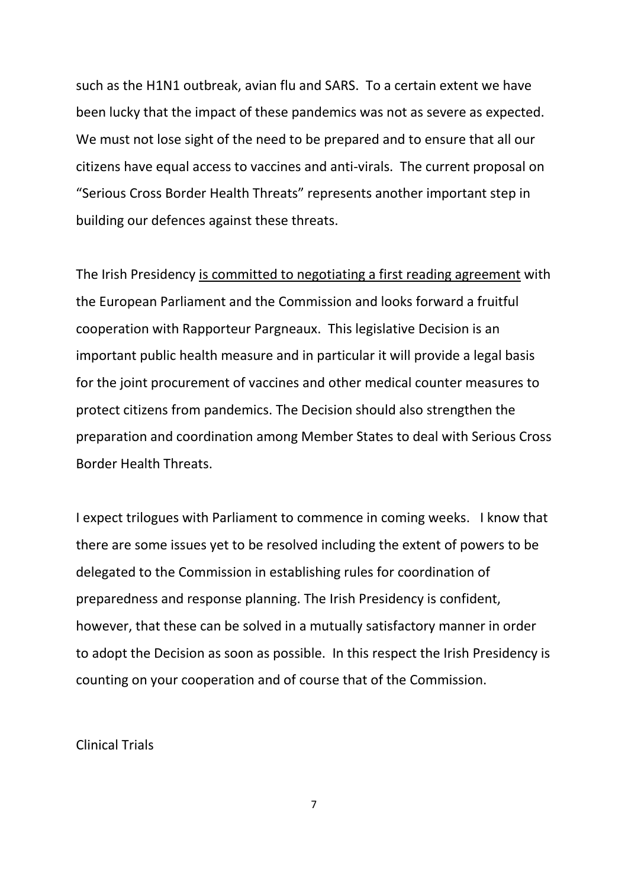such as the H1N1 outbreak, avian flu and SARS. To a certain extent we have been lucky that the impact of these pandemics was not as severe as expected. We must not lose sight of the need to be prepared and to ensure that all our citizens have equal access to vaccines and anti-virals. The current proposal on "Serious Cross Border Health Threats" represents another important step in building our defences against these threats.

The Irish Presidency <u>is committed to negotiating a first reading agreement</u> with the European Parliament and the Commission and looks forward a fruitful cooperation with Rapporteur Pargneaux. This legislative Decision is an important public health measure and in particular it will provide a legal basis for the joint procurement of vaccines and other medical counter measures to protect citizens from pandemics. The Decision should also strengthen the preparation and coordination among Member States to deal with Serious Cross Border Health Threats.

I expect trilogues with Parliament to commence in coming weeks. I know that there are some issues yet to be resolved including the extent of powers to be delegated to the Commission in establishing rules for coordination of preparedness and response planning. The Irish Presidency is confident, however, that these can be solved in a mutually satisfactory manner in order to adopt the Decision as soon as possible. In this respect the Irish Presidency is counting on your cooperation and of course that of the Commission.

Clinical Trials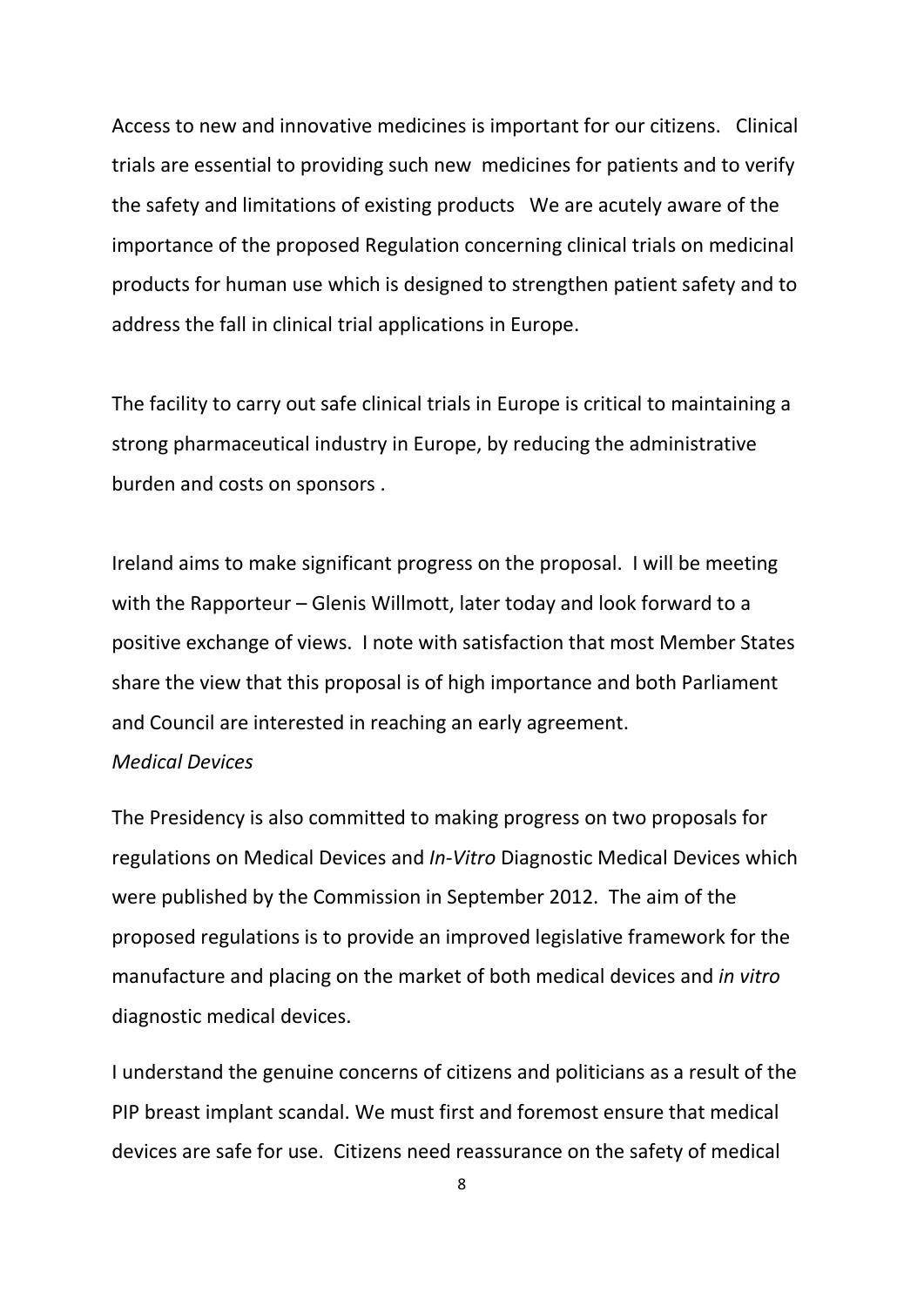Access to new and innovative medicines is important for our citizens. Clinical trials are essential to providing such new medicines for patients and to verify the safety and limitations of existing products We are acutely aware of the importance of the proposed Regulation concerning clinical trials on medicinal products for human use which is designed to strengthen patient safety and to address the fall in clinical trial applications in Europe.

The facility to carry out safe clinical trials in Europe is critical to maintaining a strong pharmaceutical industry in Europe, by reducing the administrative burden and costs on sponsors .

Ireland aims to make significant progress on the proposal. I will be meeting with the Rapporteur – Glenis Willmott, later today and look forward to a positive exchange of views. I note with satisfaction that most Member States share the view that this proposal is of high importance and both Parliament and Council are interested in reaching an early agreement.

*Medical Devices*

The Presidency is also committed to making progress on two proposals for regulations on Medical Devices and *In-Vitro* Diagnostic Medical Devices which were published by the Commission in September 2012. The aim of the proposed regulations is to provide an improved legislative framework for the manufacture and placing on the market of both medical devices and *in vitro* diagnostic medical devices.

I understand the genuine concerns of citizens and politicians as a result of the PIP breast implant scandal. We must first and foremost ensure that medical devices are safe for use. Citizens need reassurance on the safety of medical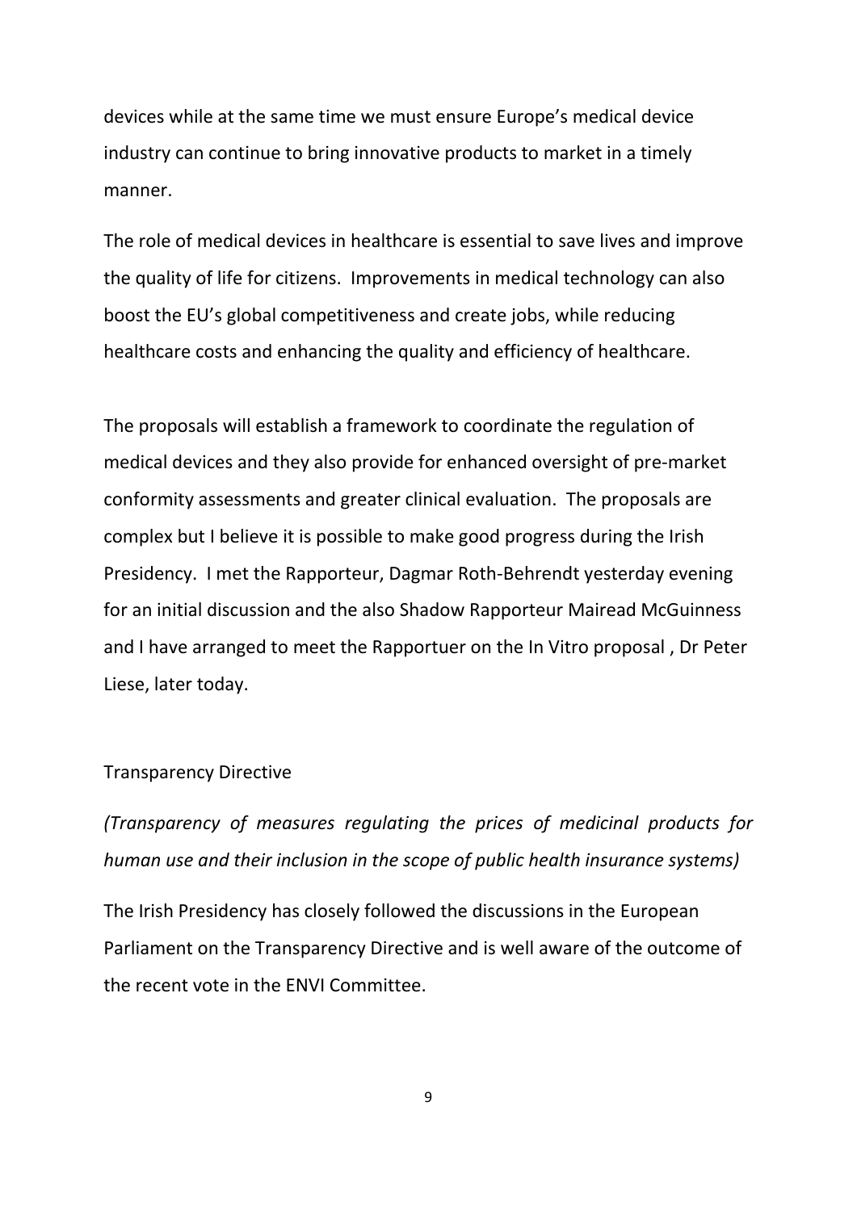devices while at the same time we must ensure Europe's medical device industry can continue to bring innovative products to market in a timely manner.

The role of medical devices in healthcare is essential to save lives and improve the quality of life for citizens. Improvements in medical technology can also boost the EU's global competitiveness and create jobs, while reducing healthcare costs and enhancing the quality and efficiency of healthcare.

The proposals will establish a framework to coordinate the regulation of medical devices and they also provide for enhanced oversight of pre-market conformity assessments and greater clinical evaluation. The proposals are complex but I believe it is possible to make good progress during the Irish Presidency. I met the Rapporteur, Dagmar Roth-Behrendt yesterday evening for an initial discussion and the also Shadow Rapporteur Mairead McGuinness and I have arranged to meet the Rapportuer on the In Vitro proposal , Dr Peter Liese, later today.

Transparency Directive

*(Transparency of measures regulating the prices of medicinal products for human use and their inclusion in the scope of public health insurance systems)*

The Irish Presidency has closely followed the discussions in the European Parliament on the Transparency Directive and is well aware of the outcome of the recent vote in the ENVI Committee.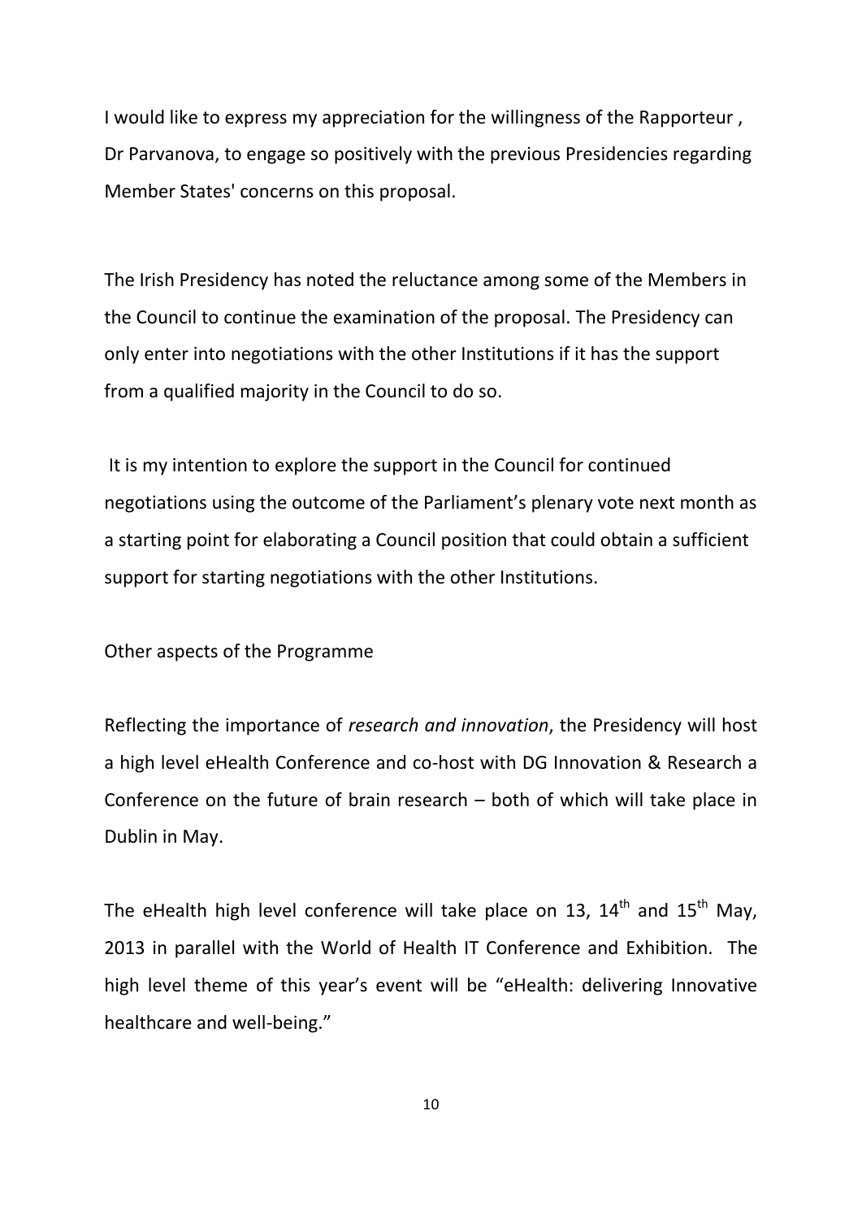I would like to express my appreciation for the willingness of the Rapporteur , Dr Parvanova, to engage so positively with the previous Presidencies regarding Member States' concerns on this proposal.

The Irish Presidency has noted the reluctance among some of the Members in the Council to continue the examination of the proposal. The Presidency can only enter into negotiations with the other Institutions if it has the support from a qualified majority in the Council to do so.

It is my intention to explore the support in the Council for continued negotiations using the outcome of the Parliament's plenary vote next month as a starting point for elaborating a Council position that could obtain a sufficient support for starting negotiations with the other Institutions.

Other aspects of the Programme

Reflecting the importance of *research and innovation*, the Presidency will host a high level eHealth Conference and co-host with DG Innovation & Research a Conference on the future of brain research – both of which will take place in Dublin in May.

The eHealth high level conference will take place on 13, 14th and 15th May, 2013 in parallel with the World of Health IT Conference and Exhibition. The high level theme of this year's event will be "eHealth: delivering Innovative healthcare and well-being."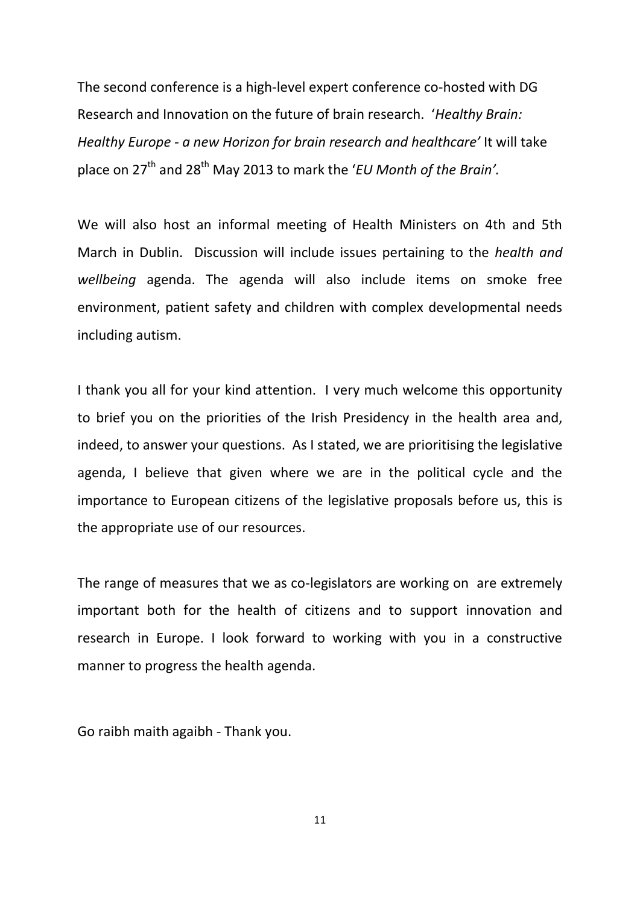The second conference is a high-level expert conference co-hosted with DG Research and Innovation on the future of brain research. '*Healthy Brain: Healthy Europe - a new Horizon for brain research and healthcare'* It will take place on 27th and 28th May 2013 to mark the '*EU Month of the Brain'.*

We will also host an informal meeting of Health Ministers on 4th and 5th March in Dublin. Discussion will include issues pertaining to the *health and wellbeing* agenda. The agenda will also include items on smoke free environment, patient safety and children with complex developmental needs including autism.

I thank you all for your kind attention. I very much welcome this opportunity to brief you on the priorities of the Irish Presidency in the health area and, indeed, to answer your questions. As I stated, we are prioritising the legislative agenda, I believe that given where we are in the political cycle and the importance to European citizens of the legislative proposals before us, this is the appropriate use of our resources.

The range of measures that we as co-legislators are working on are extremely important both for the health of citizens and to support innovation and research in Europe. I look forward to working with you in a constructive manner to progress the health agenda.

Go raibh maith agaibh - Thank you.